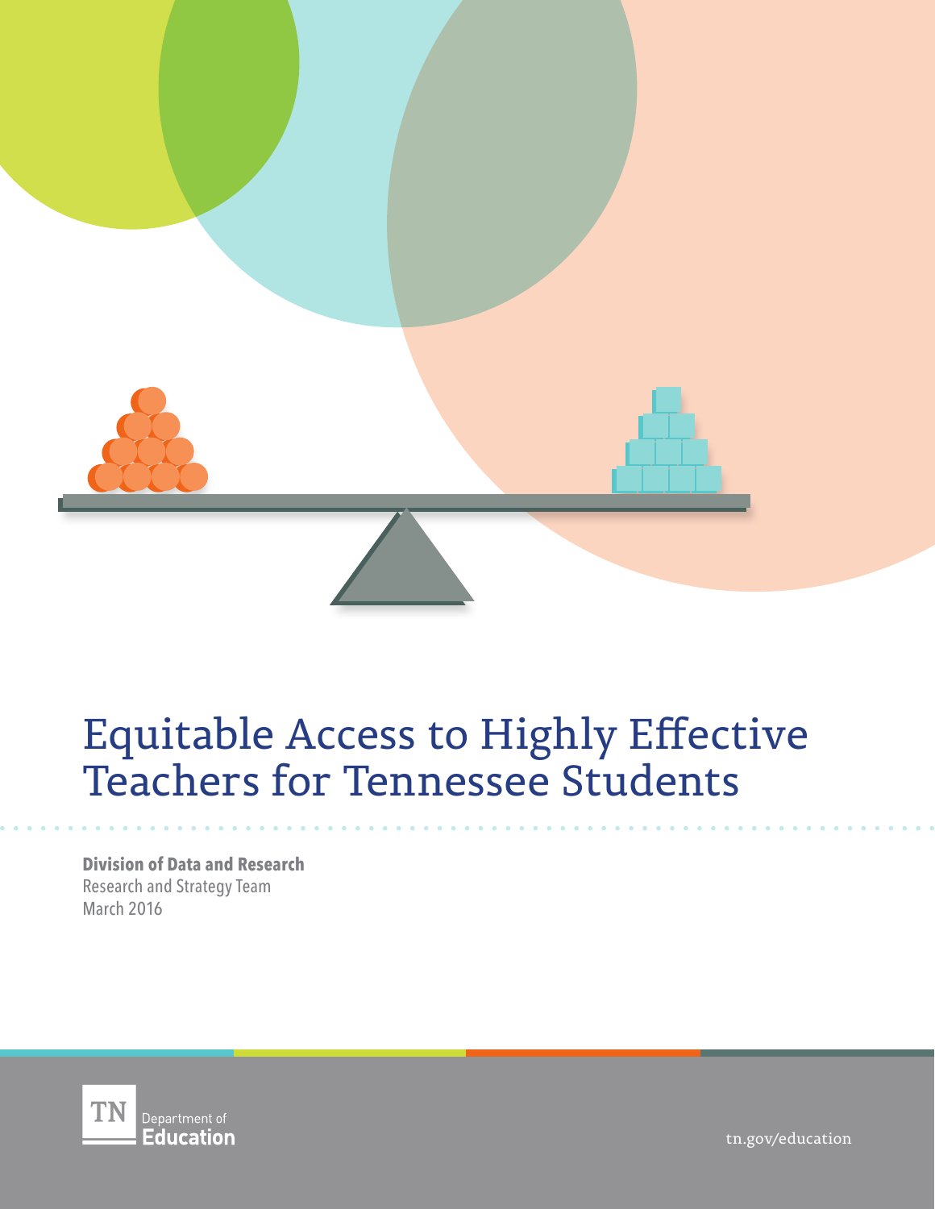# Equitable Access to Highly Effective Teachers for Tennessee Students

**Division of Data and Research**
Research and Strategy Team
March 2016

TN Department of Education

tn.gov/education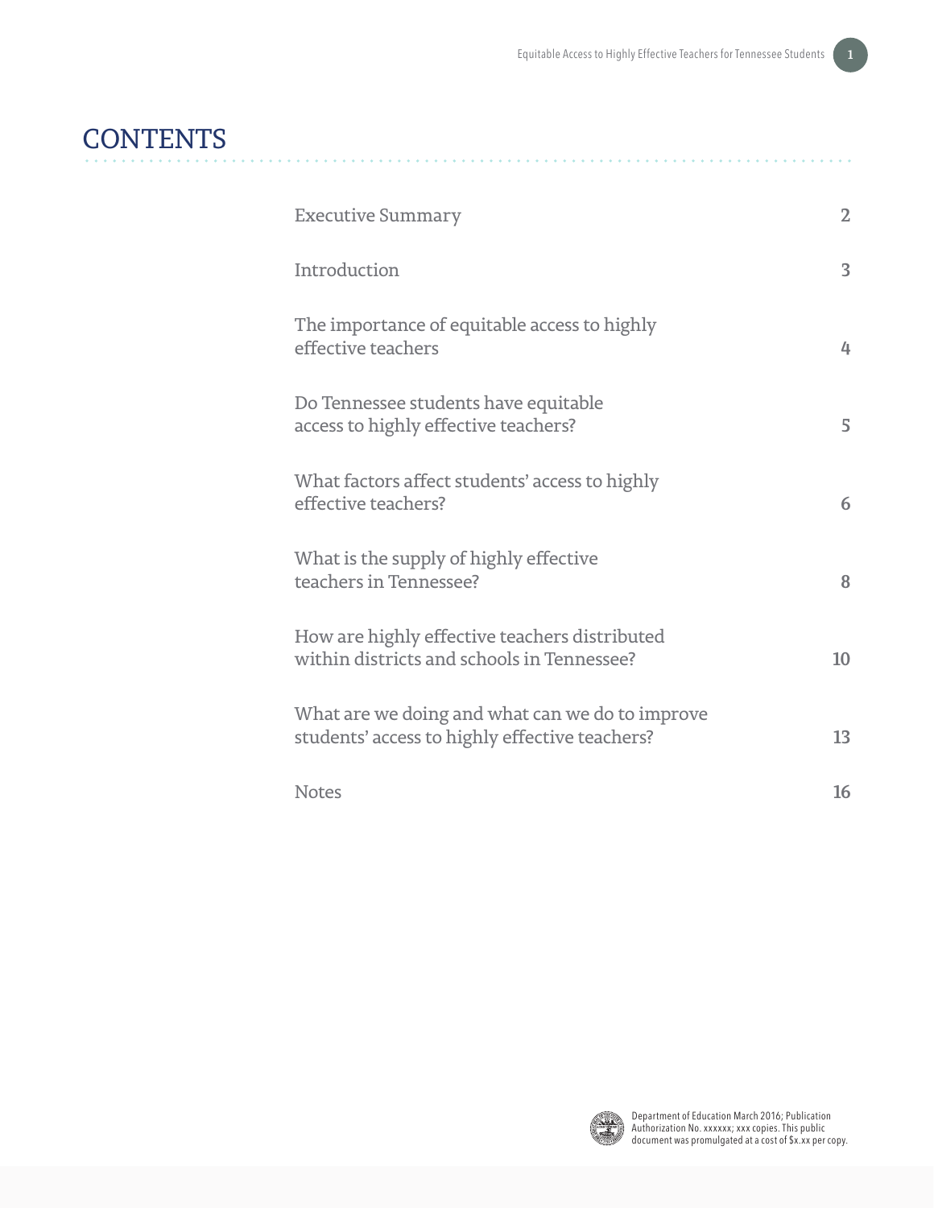# CONTENTS

| | |
|---|---|
| Executive Summary | 2 |
| Introduction | 3 |
| The importance of equitable access to highly effective teachers | 4 |
| Do Tennessee students have equitable access to highly effective teachers? | 5 |
| What factors affect students' access to highly effective teachers? | 6 |
| What is the supply of highly effective teachers in Tennessee? | 8 |
| How are highly effective teachers distributed within districts and schools in Tennessee? | 10 |
| What are we doing and what can we do to improve students' access to highly effective teachers? | 13 |
| Notes | 16 |

Department of Education March 2016; Publication Authorization No. xxxxxx; xxx copies. This public document was promulgated at a cost of $x.xx per copy.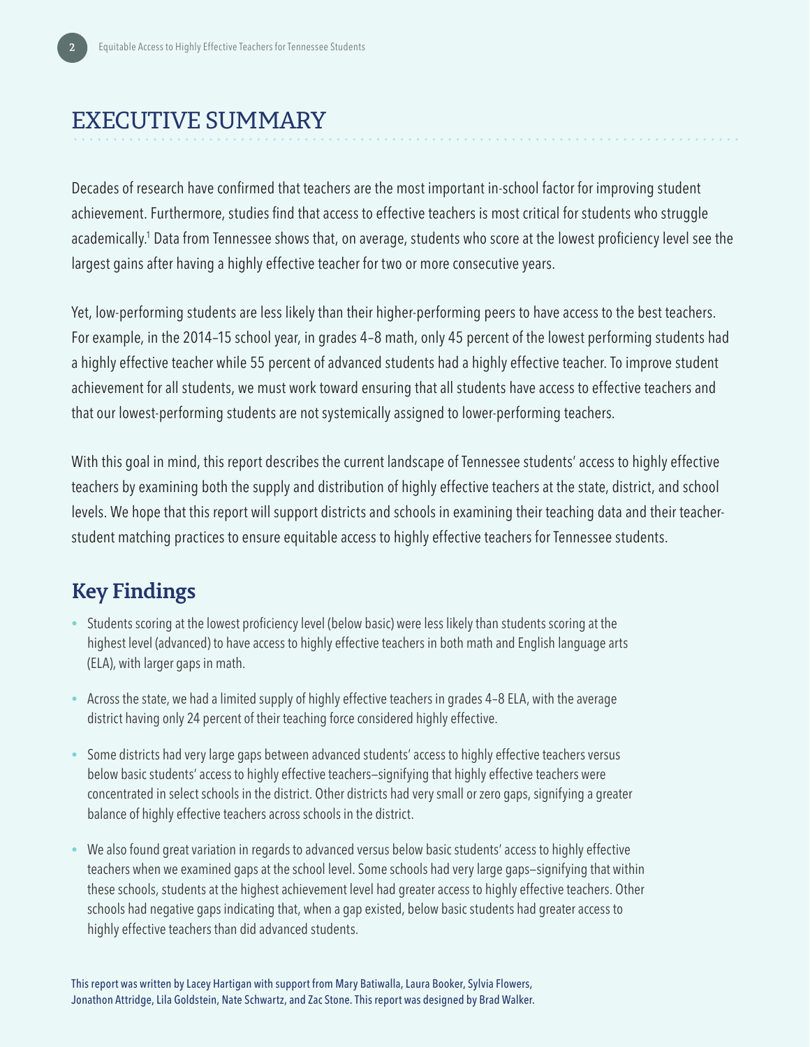# EXECUTIVE SUMMARY

Decades of research have confirmed that teachers are the most important in-school factor for improving student achievement. Furthermore, studies find that access to effective teachers is most critical for students who struggle academically.[1] Data from Tennessee shows that, on average, students who score at the lowest proficiency level see the largest gains after having a highly effective teacher for two or more consecutive years.

Yet, low-performing students are less likely than their higher-performing peers to have access to the best teachers. For example, in the 2014–15 school year, in grades 4–8 math, only 45 percent of the lowest performing students had a highly effective teacher while 55 percent of advanced students had a highly effective teacher. To improve student achievement for all students, we must work toward ensuring that all students have access to effective teachers and that our lowest-performing students are not systemically assigned to lower-performing teachers.

With this goal in mind, this report describes the current landscape of Tennessee students' access to highly effective teachers by examining both the supply and distribution of highly effective teachers at the state, district, and school levels. We hope that this report will support districts and schools in examining their teaching data and their teacher-student matching practices to ensure equitable access to highly effective teachers for Tennessee students.

## Key Findings

- Students scoring at the lowest proficiency level (below basic) were less likely than students scoring at the highest level (advanced) to have access to highly effective teachers in both math and English language arts (ELA), with larger gaps in math.
- Across the state, we had a limited supply of highly effective teachers in grades 4–8 ELA, with the average district having only 24 percent of their teaching force considered highly effective.
- Some districts had very large gaps between advanced students' access to highly effective teachers versus below basic students' access to highly effective teachers—signifying that highly effective teachers were concentrated in select schools in the district. Other districts had very small or zero gaps, signifying a greater balance of highly effective teachers across schools in the district.
- We also found great variation in regards to advanced versus below basic students' access to highly effective teachers when we examined gaps at the school level. Some schools had very large gaps—signifying that within these schools, students at the highest achievement level had greater access to highly effective teachers. Other schools had negative gaps indicating that, when a gap existed, below basic students had greater access to highly effective teachers than did advanced students.

This report was written by Lacey Hartigan with support from Mary Batiwalla, Laura Booker, Sylvia Flowers, Jonathon Attridge, Lila Goldstein, Nate Schwartz, and Zac Stone. This report was designed by Brad Walker.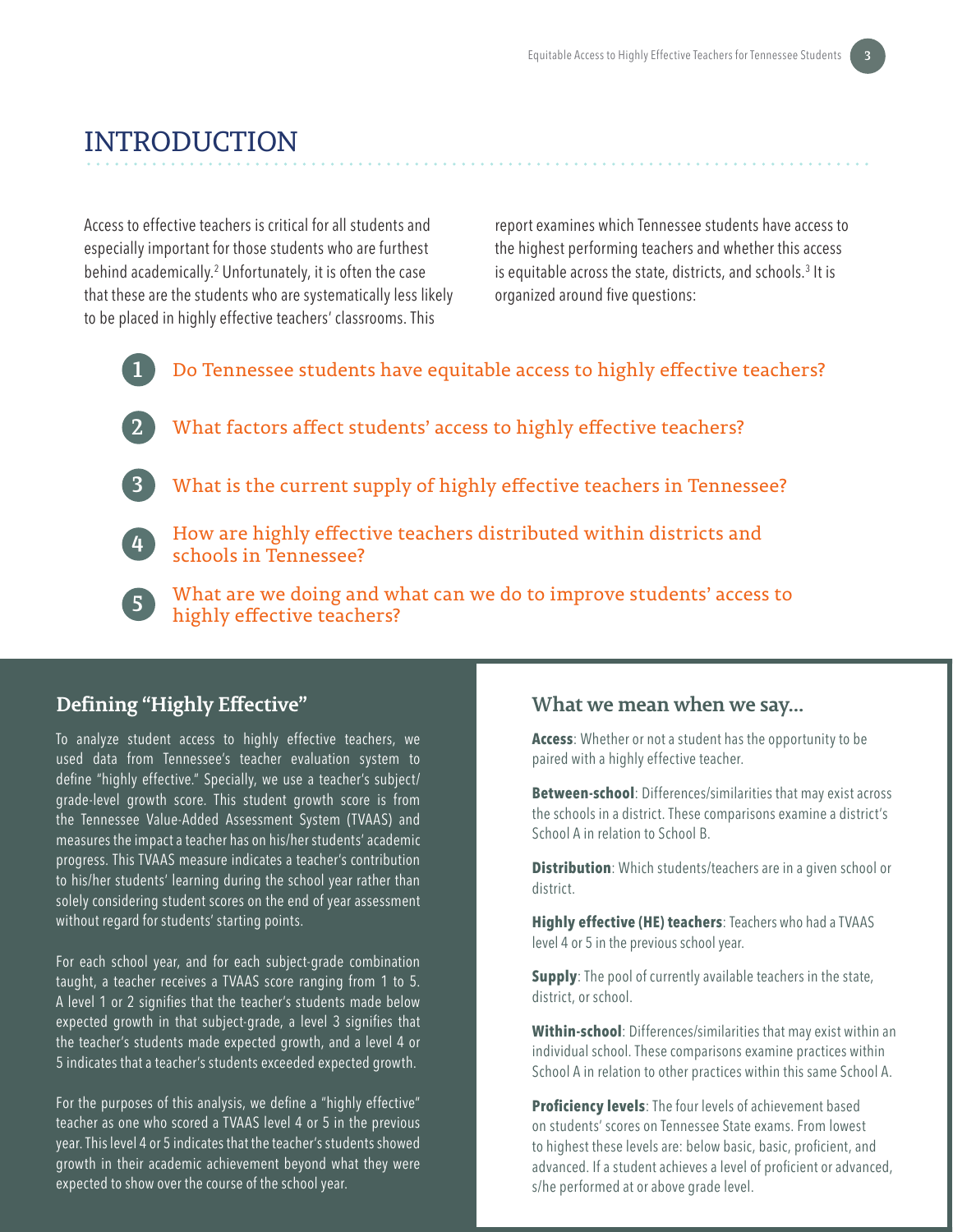# INTRODUCTION

Access to effective teachers is critical for all students and especially important for those students who are furthest behind academically.[2] Unfortunately, it is often the case that these are the students who are systematically less likely to be placed in highly effective teachers' classrooms. This report examines which Tennessee students have access to the highest performing teachers and whether this access is equitable across the state, districts, and schools.[3] It is organized around five questions:

1. Do Tennessee students have equitable access to highly effective teachers?
2. What factors affect students' access to highly effective teachers?
3. What is the current supply of highly effective teachers in Tennessee?
4. How are highly effective teachers distributed within districts and schools in Tennessee?
5. What are we doing and what can we do to improve students' access to highly effective teachers?

## Defining "Highly Effective"

To analyze student access to highly effective teachers, we used data from Tennessee's teacher evaluation system to define "highly effective." Specially, we use a teacher's subject/grade-level growth score. This student growth score is from the Tennessee Value-Added Assessment System (TVAAS) and measures the impact a teacher has on his/her students' academic progress. This TVAAS measure indicates a teacher's contribution to his/her students' learning during the school year rather than solely considering student scores on the end of year assessment without regard for students' starting points.

For each school year, and for each subject-grade combination taught, a teacher receives a TVAAS score ranging from 1 to 5. A level 1 or 2 signifies that the teacher's students made below expected growth in that subject-grade, a level 3 signifies that the teacher's students made expected growth, and a level 4 or 5 indicates that a teacher's students exceeded expected growth.

For the purposes of this analysis, we define a "highly effective" teacher as one who scored a TVAAS level 4 or 5 in the previous year. This level 4 or 5 indicates that the teacher's students showed growth in their academic achievement beyond what they were expected to show over the course of the school year.

## What we mean when we say...

**Access**: Whether or not a student has the opportunity to be paired with a highly effective teacher.

**Between-school**: Differences/similarities that may exist across the schools in a district. These comparisons examine a district's School A in relation to School B.

**Distribution**: Which students/teachers are in a given school or district.

**Highly effective (HE) teachers**: Teachers who had a TVAAS level 4 or 5 in the previous school year.

**Supply**: The pool of currently available teachers in the state, district, or school.

**Within-school**: Differences/similarities that may exist within an individual school. These comparisons examine practices within School A in relation to other practices within this same School A.

**Proficiency levels**: The four levels of achievement based on students' scores on Tennessee State exams. From lowest to highest these levels are: below basic, basic, proficient, and advanced. If a student achieves a level of proficient or advanced, s/he performed at or above grade level.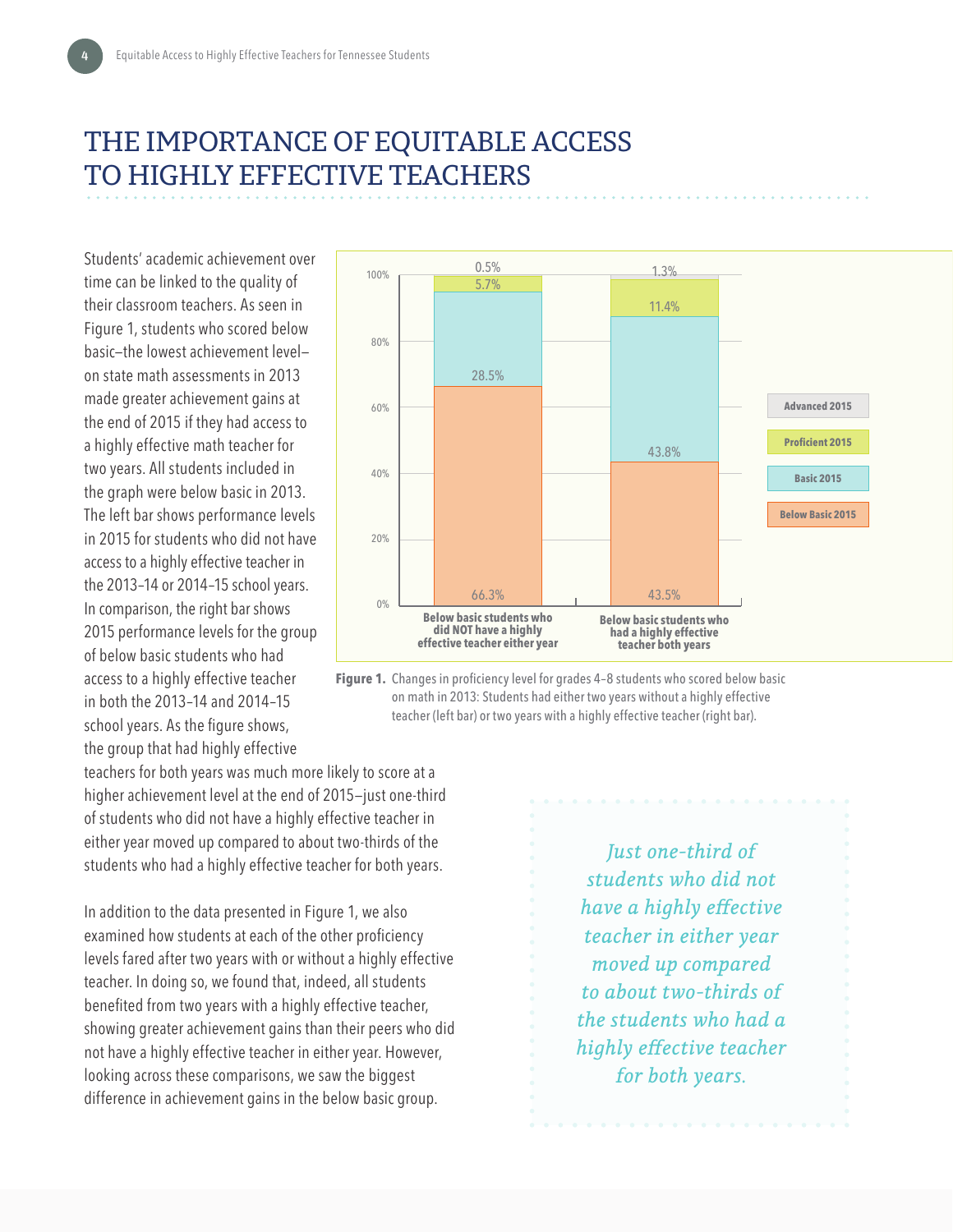# THE IMPORTANCE OF EQUITABLE ACCESS TO HIGHLY EFFECTIVE TEACHERS

Students' academic achievement over time can be linked to the quality of their classroom teachers. As seen in Figure 1, students who scored below basic—the lowest achievement level—on state math assessments in 2013 made greater achievement gains at the end of 2015 if they had access to a highly effective math teacher for two years. All students included in the graph were below basic in 2013. The left bar shows performance levels in 2015 for students who did not have access to a highly effective teacher in the 2013–14 or 2014–15 school years. In comparison, the right bar shows 2015 performance levels for the group of below basic students who had access to a highly effective teacher in both the 2013–14 and 2014–15 school years. As the figure shows, the group that had highly effective teachers for both years was much more likely to score at a higher achievement level at the end of 2015—just one-third of students who did not have a highly effective teacher in either year moved up compared to about two-thirds of the students who had a highly effective teacher for both years.

| | Below basic students who did NOT have a highly effective teacher either year | Below basic students who had a highly effective teacher both years |
|---|---|---|
| Advanced 2015 | 0.5% | 1.3% |
| Proficient 2015 | 5.7% | 11.4% |
| Basic 2015 | 28.5% | 43.8% |
| Below Basic 2015 | 66.3% | 43.5% |

**Figure 1.** Changes in proficiency level for grades 4–8 students who scored below basic on math in 2013: Students had either two years without a highly effective teacher (left bar) or two years with a highly effective teacher (right bar).

In addition to the data presented in Figure 1, we also examined how students at each of the other proficiency levels fared after two years with or without a highly effective teacher. In doing so, we found that, indeed, all students benefited from two years with a highly effective teacher, showing greater achievement gains than their peers who did not have a highly effective teacher in either year. However, looking across these comparisons, we saw the biggest difference in achievement gains in the below basic group.

*Just one-third of students who did not have a highly effective teacher in either year moved up compared to about two-thirds of the students who had a highly effective teacher for both years.*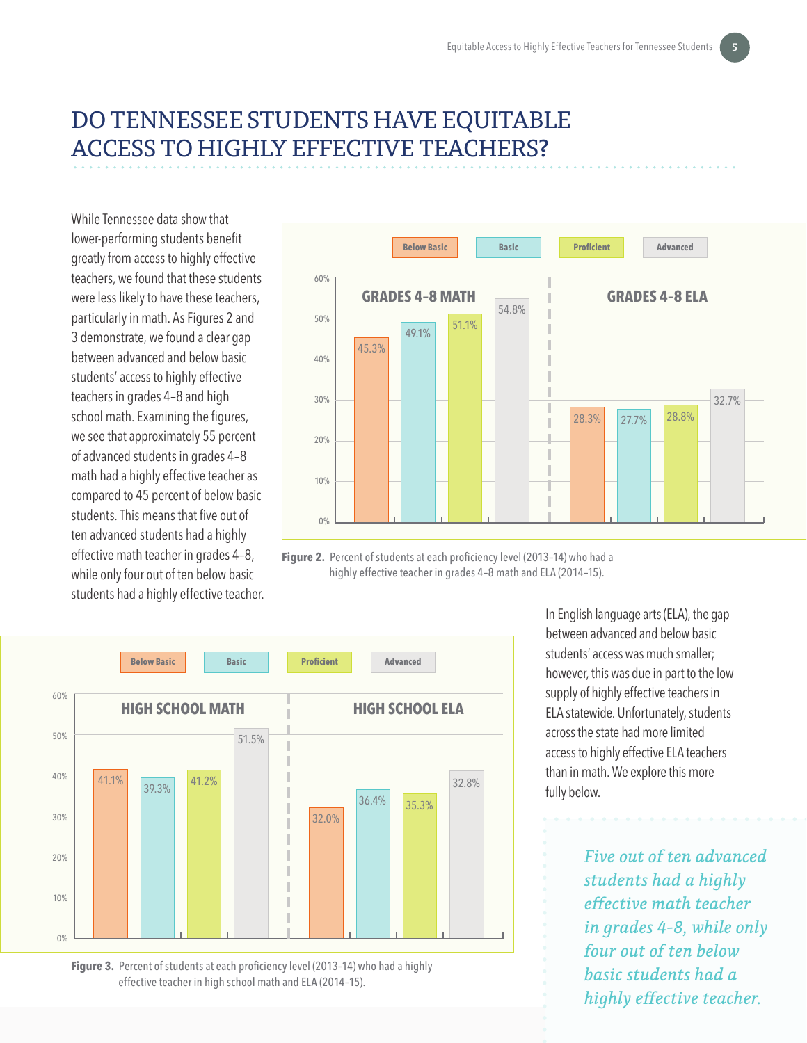# DO TENNESSEE STUDENTS HAVE EQUITABLE ACCESS TO HIGHLY EFFECTIVE TEACHERS?

While Tennessee data show that lower-performing students benefit greatly from access to highly effective teachers, we found that these students were less likely to have these teachers, particularly in math. As Figures 2 and 3 demonstrate, we found a clear gap between advanced and below basic students' access to highly effective teachers in grades 4–8 and high school math. Examining the figures, we see that approximately 55 percent of advanced students in grades 4–8 math had a highly effective teacher as compared to 45 percent of below basic students. This means that five out of ten advanced students had a highly effective math teacher in grades 4–8, while only four out of ten below basic students had a highly effective teacher.

| | Below Basic | Basic | Proficient | Advanced |
|---|---|---|---|---|
| GRADES 4-8 MATH | 45.3% | 49.1% | 51.1% | 54.8% |
| GRADES 4-8 ELA | 28.3% | 27.7% | 28.8% | 32.7% |

**Figure 2.** Percent of students at each proficiency level (2013–14) who had a highly effective teacher in grades 4–8 math and ELA (2014–15).

| | Below Basic | Basic | Proficient | Advanced |
|---|---|---|---|---|
| HIGH SCHOOL MATH | 41.1% | 39.3% | 41.2% | 51.5% |
| HIGH SCHOOL ELA | 32.0% | 36.4% | 35.3% | 32.8% |

**Figure 3.** Percent of students at each proficiency level (2013–14) who had a highly effective teacher in high school math and ELA (2014–15).

In English language arts (ELA), the gap between advanced and below basic students' access was much smaller; however, this was due in part to the low supply of highly effective teachers in ELA statewide. Unfortunately, students across the state had more limited access to highly effective ELA teachers than in math. We explore this more fully below.

*Five out of ten advanced students had a highly effective math teacher in grades 4-8, while only four out of ten below basic students had a highly effective teacher.*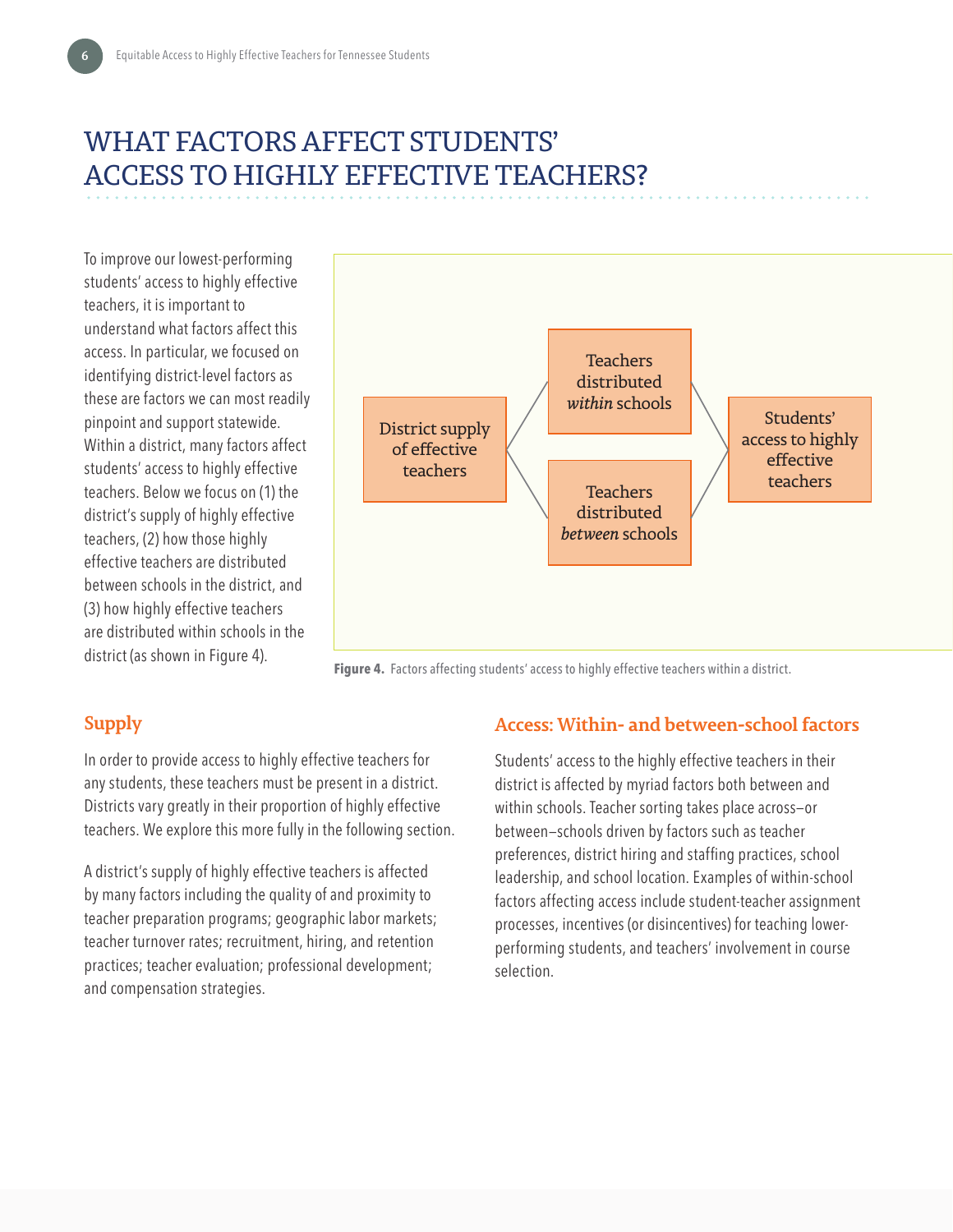# WHAT FACTORS AFFECT STUDENTS' ACCESS TO HIGHLY EFFECTIVE TEACHERS?

To improve our lowest-performing students' access to highly effective teachers, it is important to understand what factors affect this access. In particular, we focused on identifying district-level factors as these are factors we can most readily pinpoint and support statewide. Within a district, many factors affect students' access to highly effective teachers. Below we focus on (1) the district's supply of highly effective teachers, (2) how those highly effective teachers are distributed between schools in the district, and (3) how highly effective teachers are distributed within schools in the district (as shown in Figure 4).

District supply of effective teachers → Teachers distributed *within* schools / Teachers distributed *between* schools → Students' access to highly effective teachers

**Figure 4.** Factors affecting students' access to highly effective teachers within a district.

## Supply

In order to provide access to highly effective teachers for any students, these teachers must be present in a district. Districts vary greatly in their proportion of highly effective teachers. We explore this more fully in the following section.

A district's supply of highly effective teachers is affected by many factors including the quality of and proximity to teacher preparation programs; geographic labor markets; teacher turnover rates; recruitment, hiring, and retention practices; teacher evaluation; professional development; and compensation strategies.

## Access: Within- and between-school factors

Students' access to the highly effective teachers in their district is affected by myriad factors both between and within schools. Teacher sorting takes place across—or between—schools driven by factors such as teacher preferences, district hiring and staffing practices, school leadership, and school location. Examples of within-school factors affecting access include student-teacher assignment processes, incentives (or disincentives) for teaching lower-performing students, and teachers' involvement in course selection.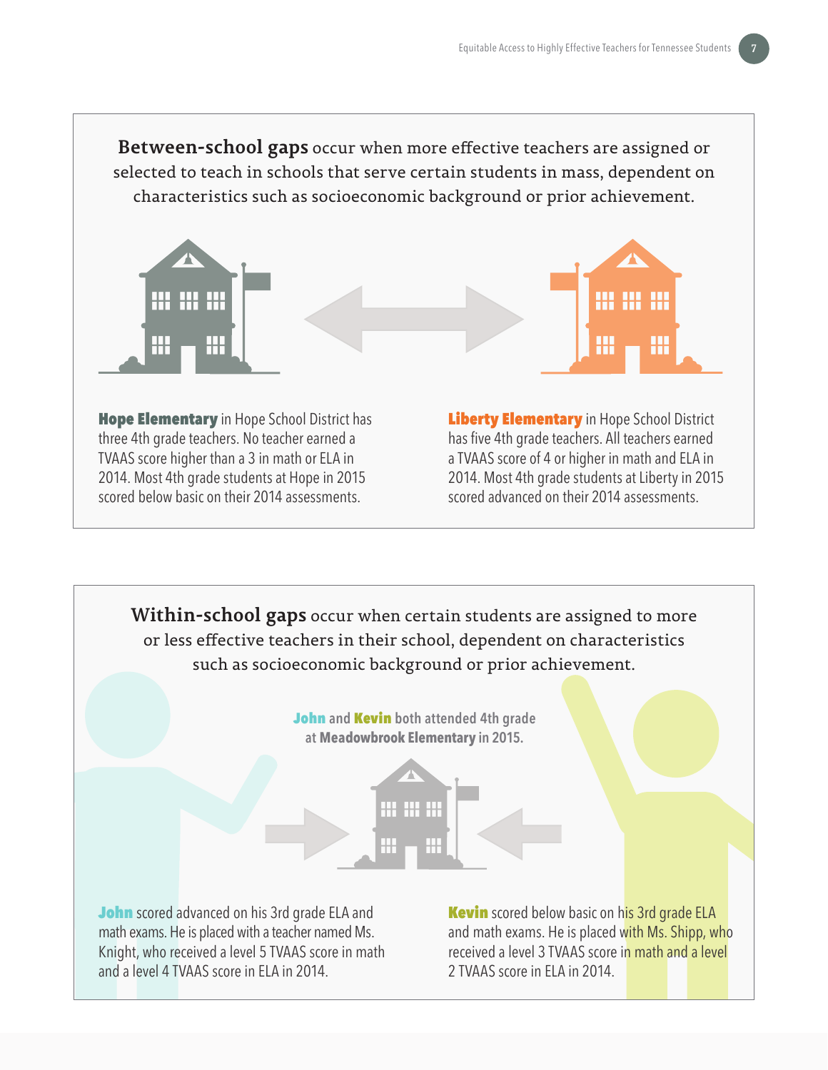**Between-school gaps** occur when more effective teachers are assigned or selected to teach in schools that serve certain students in mass, dependent on characteristics such as socioeconomic background or prior achievement.

**Hope Elementary** in Hope School District has three 4th grade teachers. No teacher earned a TVAAS score higher than a 3 in math or ELA in 2014. Most 4th grade students at Hope in 2015 scored below basic on their 2014 assessments.

**Liberty Elementary** in Hope School District has five 4th grade teachers. All teachers earned a TVAAS score of 4 or higher in math and ELA in 2014. Most 4th grade students at Liberty in 2015 scored advanced on their 2014 assessments.

**Within-school gaps** occur when certain students are assigned to more or less effective teachers in their school, dependent on characteristics such as socioeconomic background or prior achievement.

**John** and **Kevin** both attended 4th grade at **Meadowbrook Elementary** in 2015.

**John** scored advanced on his 3rd grade ELA and math exams. He is placed with a teacher named Ms. Knight, who received a level 5 TVAAS score in math and a level 4 TVAAS score in ELA in 2014.

**Kevin** scored below basic on his 3rd grade ELA and math exams. He is placed with Ms. Shipp, who received a level 3 TVAAS score in math and a level 2 TVAAS score in ELA in 2014.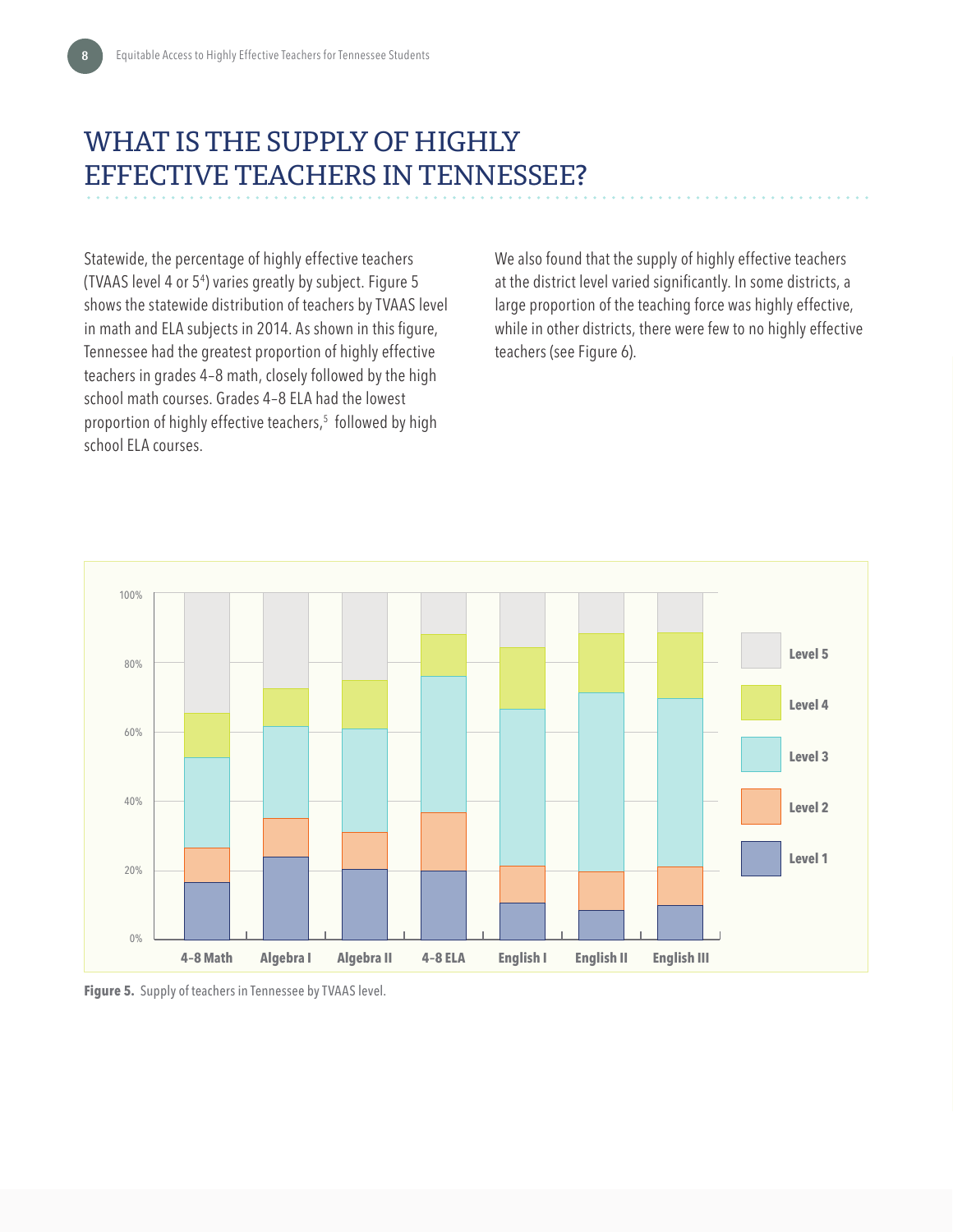# WHAT IS THE SUPPLY OF HIGHLY EFFECTIVE TEACHERS IN TENNESSEE?

Statewide, the percentage of highly effective teachers (TVAAS level 4 or 5[4]) varies greatly by subject. Figure 5 shows the statewide distribution of teachers by TVAAS level in math and ELA subjects in 2014. As shown in this figure, Tennessee had the greatest proportion of highly effective teachers in grades 4–8 math, closely followed by the high school math courses. Grades 4–8 ELA had the lowest proportion of highly effective teachers,[5] followed by high school ELA courses.

We also found that the supply of highly effective teachers at the district level varied significantly. In some districts, a large proportion of the teaching force was highly effective, while in other districts, there were few to no highly effective teachers (see Figure 6).

**Figure 5.** Supply of teachers in Tennessee by TVAAS level.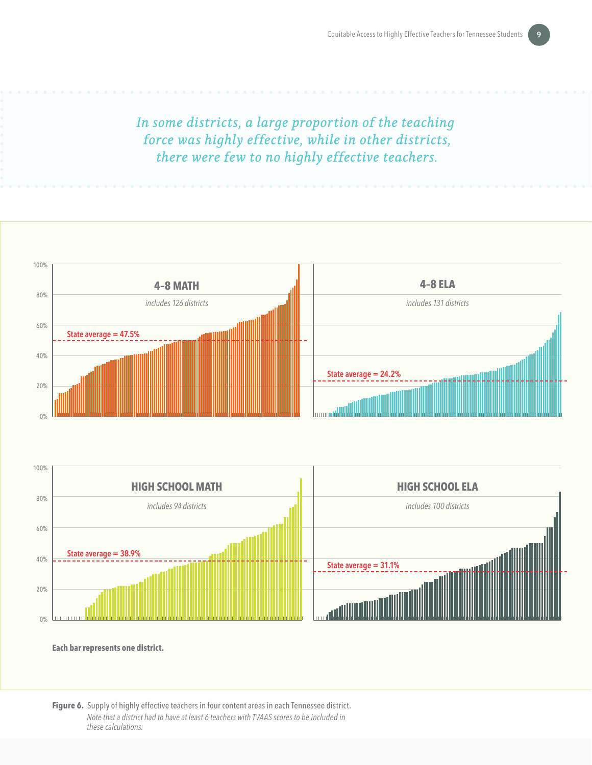*In some districts, a large proportion of the teaching force was highly effective, while in other districts, there were few to no highly effective teachers.*

**4–8 MATH**

*includes 126 districts*

State average = 47.5%

**4–8 ELA**

*includes 131 districts*

State average = 24.2%

**HIGH SCHOOL MATH**

*includes 94 districts*

State average = 38.9%

**HIGH SCHOOL ELA**

*includes 100 districts*

State average = 31.1%

**Each bar represents one district.**

**Figure 6.** Supply of highly effective teachers in four content areas in each Tennessee district. *Note that a district had to have at least 6 teachers with TVAAS scores to be included in these calculations.*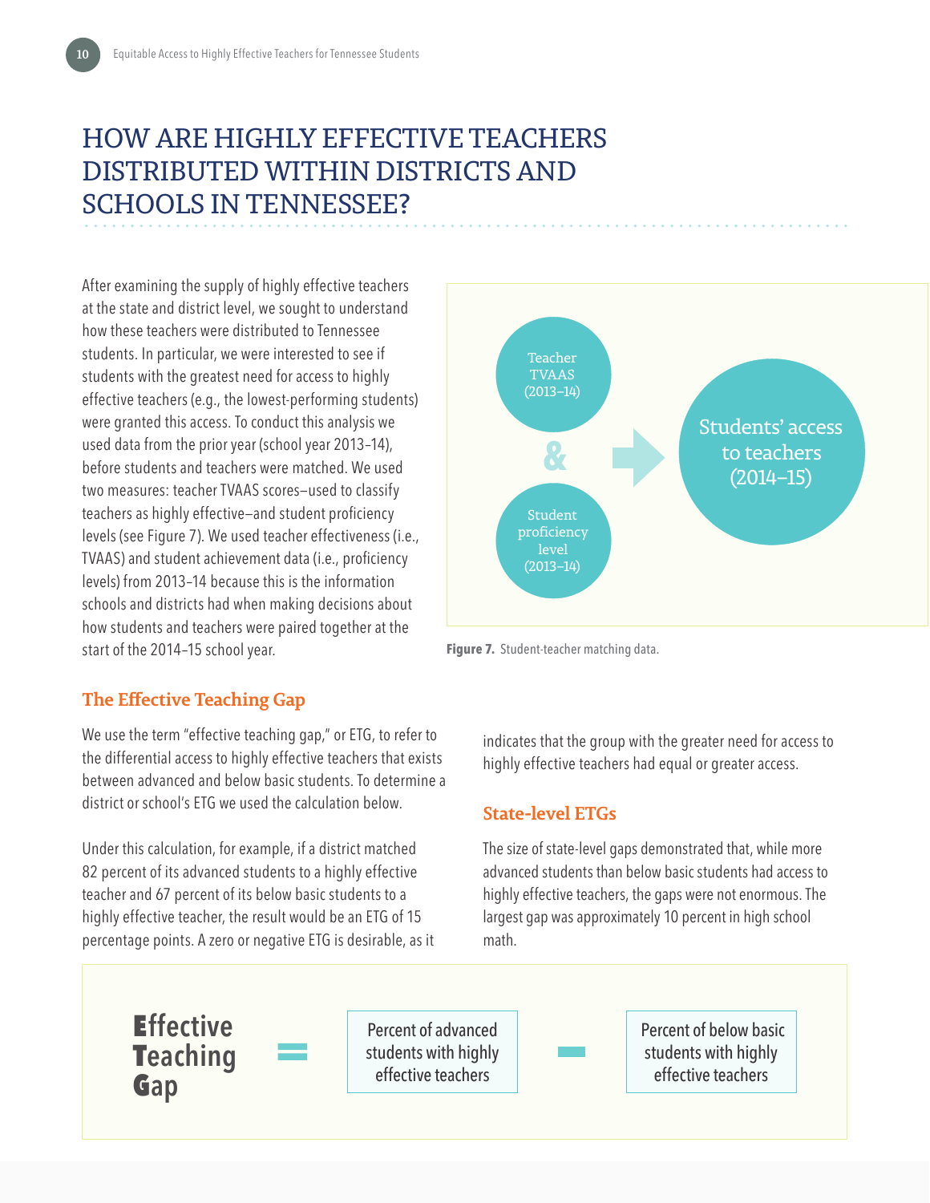# HOW ARE HIGHLY EFFECTIVE TEACHERS DISTRIBUTED WITHIN DISTRICTS AND SCHOOLS IN TENNESSEE?

After examining the supply of highly effective teachers at the state and district level, we sought to understand how these teachers were distributed to Tennessee students. In particular, we were interested to see if students with the greatest need for access to highly effective teachers (e.g., the lowest-performing students) were granted this access. To conduct this analysis we used data from the prior year (school year 2013–14), before students and teachers were matched. We used two measures: teacher TVAAS scores—used to classify teachers as highly effective—and student proficiency levels (see Figure 7). We used teacher effectiveness (i.e., TVAAS) and student achievement data (i.e., proficiency levels) from 2013–14 because this is the information schools and districts had when making decisions about how students and teachers were paired together at the start of the 2014–15 school year.

Teacher TVAAS (2013–14) & Student proficiency level (2013–14) → Students' access to teachers (2014–15)

**Figure 7.** Student-teacher matching data.

### The Effective Teaching Gap

We use the term "effective teaching gap," or ETG, to refer to the differential access to highly effective teachers that exists between advanced and below basic students. To determine a district or school's ETG we used the calculation below.

Under this calculation, for example, if a district matched 82 percent of its advanced students to a highly effective teacher and 67 percent of its below basic students to a highly effective teacher, the result would be an ETG of 15 percentage points. A zero or negative ETG is desirable, as it indicates that the group with the greater need for access to highly effective teachers had equal or greater access.

### State-level ETGs

The size of state-level gaps demonstrated that, while more advanced students than below basic students had access to highly effective teachers, the gaps were not enormous. The largest gap was approximately 10 percent in high school math.

**Effective Teaching Gap** = Percent of advanced students with highly effective teachers − Percent of below basic students with highly effective teachers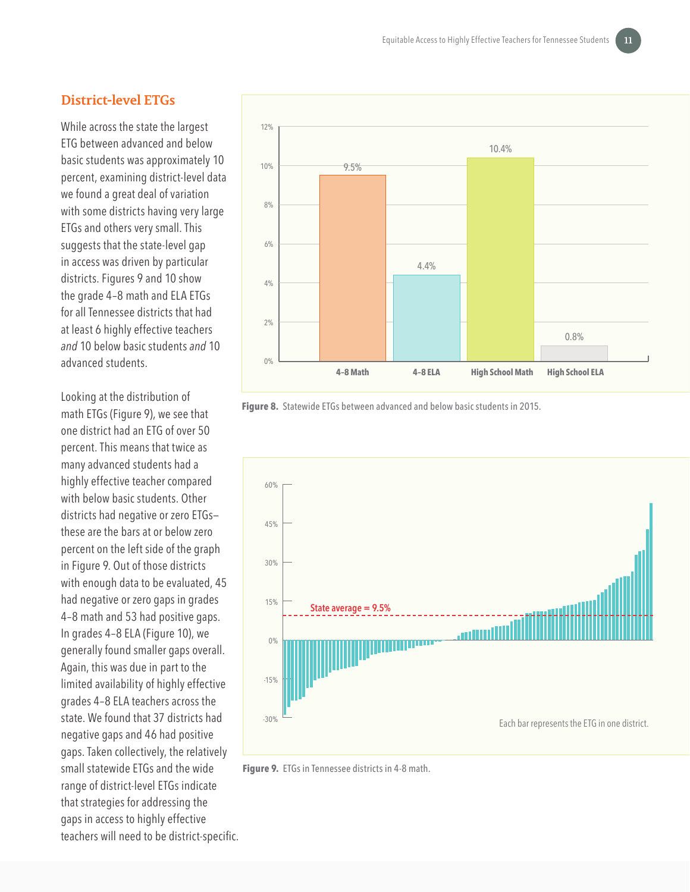## District-level ETGs

While across the state the largest ETG between advanced and below basic students was approximately 10 percent, examining district-level data we found a great deal of variation with some districts having very large ETGs and others very small. This suggests that the state-level gap in access was driven by particular districts. Figures 9 and 10 show the grade 4–8 math and ELA ETGs for all Tennessee districts that had at least 6 highly effective teachers *and* 10 below basic students *and* 10 advanced students.

Looking at the distribution of math ETGs (Figure 9), we see that one district had an ETG of over 50 percent. This means that twice as many advanced students had a highly effective teacher compared with below basic students. Other districts had negative or zero ETGs–these are the bars at or below zero percent on the left side of the graph in Figure 9. Out of those districts with enough data to be evaluated, 45 had negative or zero gaps in grades 4–8 math and 53 had positive gaps. In grades 4–8 ELA (Figure 10), we generally found smaller gaps overall. Again, this was due in part to the limited availability of highly effective grades 4–8 ELA teachers across the state. We found that 37 districts had negative gaps and 46 had positive gaps. Taken collectively, the relatively small statewide ETGs and the wide range of district-level ETGs indicate that strategies for addressing the gaps in access to highly effective teachers will need to be district-specific.

| | 4-8 Math | 4-8 ELA | High School Math | High School ELA |
|---|---|---|---|---|
| ETG | 9.5% | 4.4% | 10.4% | 0.8% |

**Figure 8.** Statewide ETGs between advanced and below basic students in 2015.

State average = 9.5%

Each bar represents the ETG in one district.

**Figure 9.** ETGs in Tennessee districts in 4-8 math.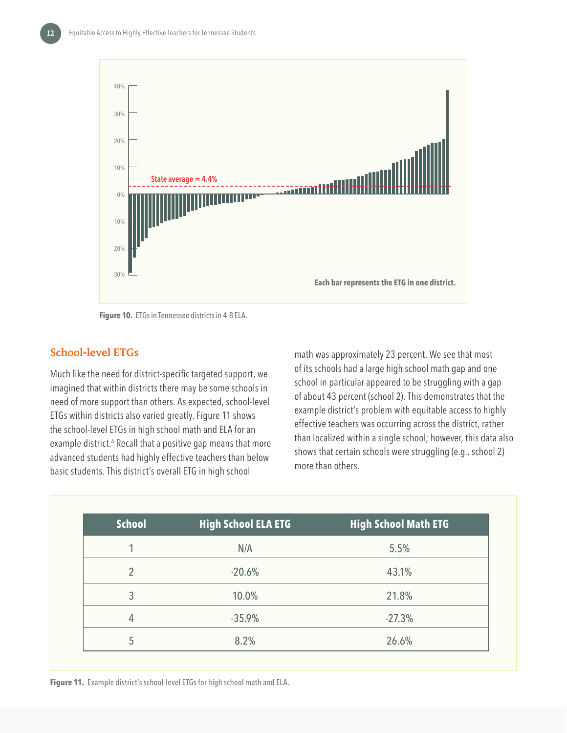Figure 10. ETGs in Tennessee districts in 4-8 ELA.

## School-level ETGs

Much like the need for district-specific targeted support, we imagined that within districts there may be some schools in need of more support than others. As expected, school-level ETGs within districts also varied greatly. Figure 11 shows the school-level ETGs in high school math and ELA for an example district.[6] Recall that a positive gap means that more advanced students had highly effective teachers than below basic students. This district's overall ETG in high school math was approximately 23 percent. We see that most of its schools had a large high school math gap and one school in particular appeared to be struggling with a gap of about 43 percent (school 2). This demonstrates that the example district's problem with equitable access to highly effective teachers was occurring across the district, rather than localized within a single school; however, this data also shows that certain schools were struggling (e.g., school 2) more than others.

| School | High School ELA ETG | High School Math ETG |
|---|---|---|
| 1 | N/A | 5.5% |
| 2 | -20.6% | 43.1% |
| 3 | 10.0% | 21.8% |
| 4 | -35.9% | -27.3% |
| 5 | 8.2% | 26.6% |

Figure 11. Example district's school-level ETGs for high school math and ELA.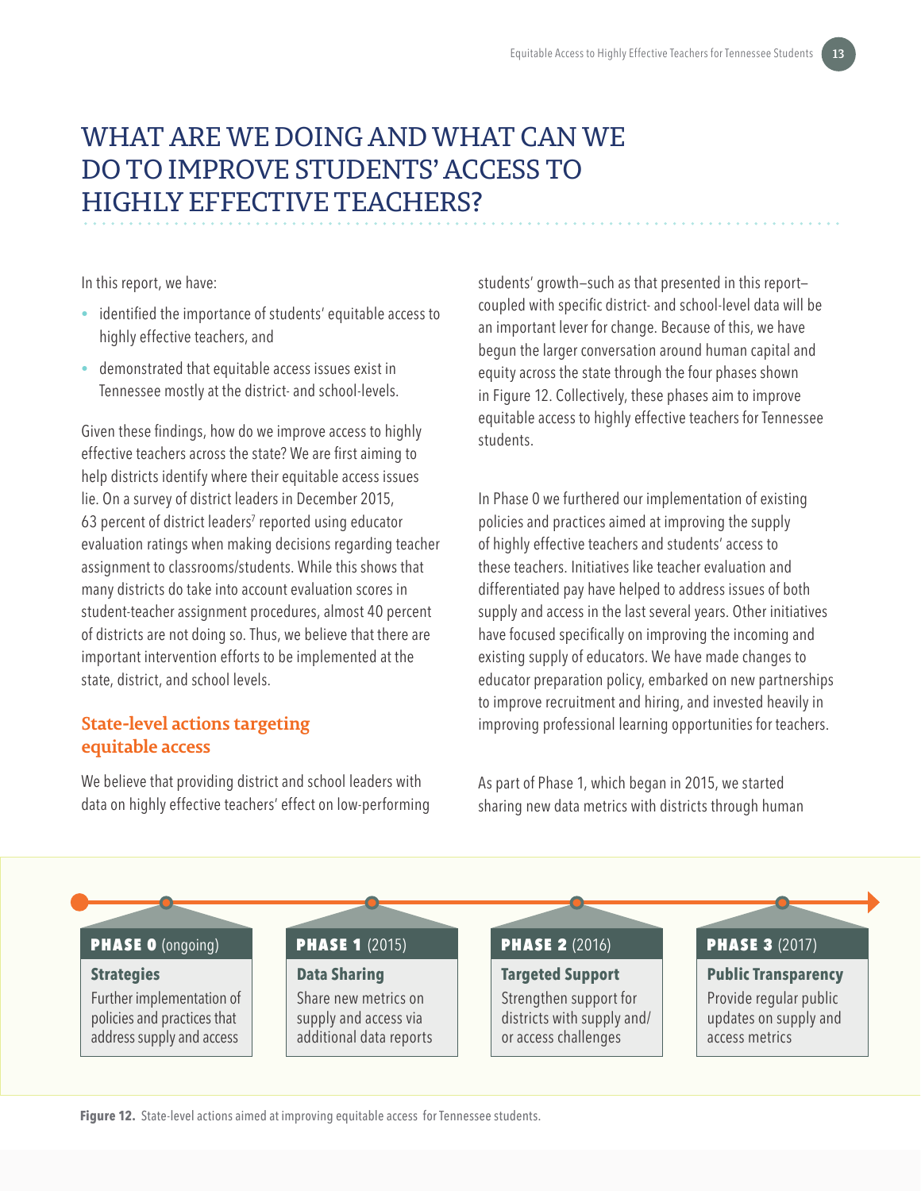# WHAT ARE WE DOING AND WHAT CAN WE DO TO IMPROVE STUDENTS' ACCESS TO HIGHLY EFFECTIVE TEACHERS?

In this report, we have:

- identified the importance of students' equitable access to highly effective teachers, and
- demonstrated that equitable access issues exist in Tennessee mostly at the district- and school-levels.

Given these findings, how do we improve access to highly effective teachers across the state? We are first aiming to help districts identify where their equitable access issues lie. On a survey of district leaders in December 2015, 63 percent of district leaders[7] reported using educator evaluation ratings when making decisions regarding teacher assignment to classrooms/students. While this shows that many districts do take into account evaluation scores in student-teacher assignment procedures, almost 40 percent of districts are not doing so. Thus, we believe that there are important intervention efforts to be implemented at the state, district, and school levels.

## State-level actions targeting equitable access

We believe that providing district and school leaders with data on highly effective teachers' effect on low-performing students' growth—such as that presented in this report—coupled with specific district- and school-level data will be an important lever for change. Because of this, we have begun the larger conversation around human capital and equity across the state through the four phases shown in Figure 12. Collectively, these phases aim to improve equitable access to highly effective teachers for Tennessee students.

In Phase 0 we furthered our implementation of existing policies and practices aimed at improving the supply of highly effective teachers and students' access to these teachers. Initiatives like teacher evaluation and differentiated pay have helped to address issues of both supply and access in the last several years. Other initiatives have focused specifically on improving the incoming and existing supply of educators. We have made changes to educator preparation policy, embarked on new partnerships to improve recruitment and hiring, and invested heavily in improving professional learning opportunities for teachers.

As part of Phase 1, which began in 2015, we started sharing new data metrics with districts through human

| **PHASE 0** (ongoing) | **PHASE 1** (2015) | **PHASE 2** (2016) | **PHASE 3** (2017) |
|---|---|---|---|
| **Strategies** | **Data Sharing** | **Targeted Support** | **Public Transparency** |
| Further implementation of policies and practices that address supply and access | Share new metrics on supply and access via additional data reports | Strengthen support for districts with supply and/ or access challenges | Provide regular public updates on supply and access metrics |

**Figure 12.** State-level actions aimed at improving equitable access for Tennessee students.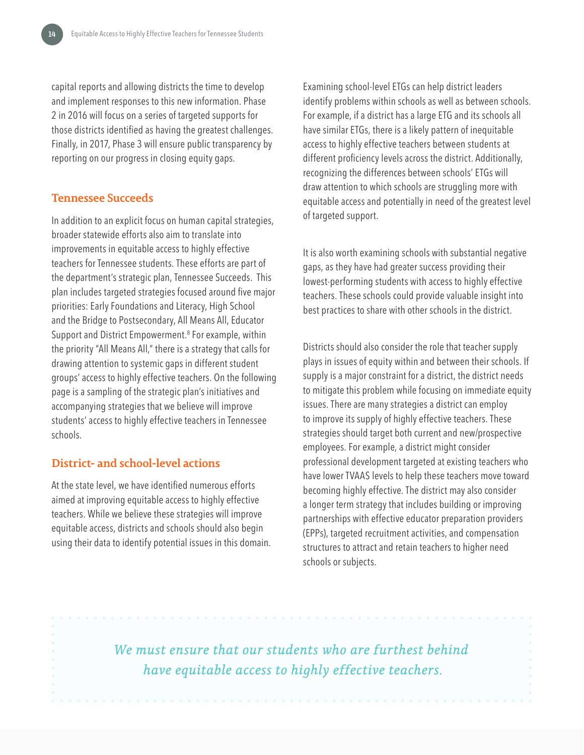capital reports and allowing districts the time to develop and implement responses to this new information. Phase 2 in 2016 will focus on a series of targeted supports for those districts identified as having the greatest challenges. Finally, in 2017, Phase 3 will ensure public transparency by reporting on our progress in closing equity gaps.

## Tennessee Succeeds

In addition to an explicit focus on human capital strategies, broader statewide efforts also aim to translate into improvements in equitable access to highly effective teachers for Tennessee students. These efforts are part of the department's strategic plan, Tennessee Succeeds. This plan includes targeted strategies focused around five major priorities: Early Foundations and Literacy, High School and the Bridge to Postsecondary, All Means All, Educator Support and District Empowerment.[8] For example, within the priority "All Means All," there is a strategy that calls for drawing attention to systemic gaps in different student groups' access to highly effective teachers. On the following page is a sampling of the strategic plan's initiatives and accompanying strategies that we believe will improve students' access to highly effective teachers in Tennessee schools.

## District- and school-level actions

At the state level, we have identified numerous efforts aimed at improving equitable access to highly effective teachers. While we believe these strategies will improve equitable access, districts and schools should also begin using their data to identify potential issues in this domain.

Examining school-level ETGs can help district leaders identify problems within schools as well as between schools. For example, if a district has a large ETG and its schools all have similar ETGs, there is a likely pattern of inequitable access to highly effective teachers between students at different proficiency levels across the district. Additionally, recognizing the differences between schools' ETGs will draw attention to which schools are struggling more with equitable access and potentially in need of the greatest level of targeted support.

It is also worth examining schools with substantial negative gaps, as they have had greater success providing their lowest-performing students with access to highly effective teachers. These schools could provide valuable insight into best practices to share with other schools in the district.

Districts should also consider the role that teacher supply plays in issues of equity within and between their schools. If supply is a major constraint for a district, the district needs to mitigate this problem while focusing on immediate equity issues. There are many strategies a district can employ to improve its supply of highly effective teachers. These strategies should target both current and new/prospective employees. For example, a district might consider professional development targeted at existing teachers who have lower TVAAS levels to help these teachers move toward becoming highly effective. The district may also consider a longer term strategy that includes building or improving partnerships with effective educator preparation providers (EPPs), targeted recruitment activities, and compensation structures to attract and retain teachers to higher need schools or subjects.

*We must ensure that our students who are furthest behind have equitable access to highly effective teachers.*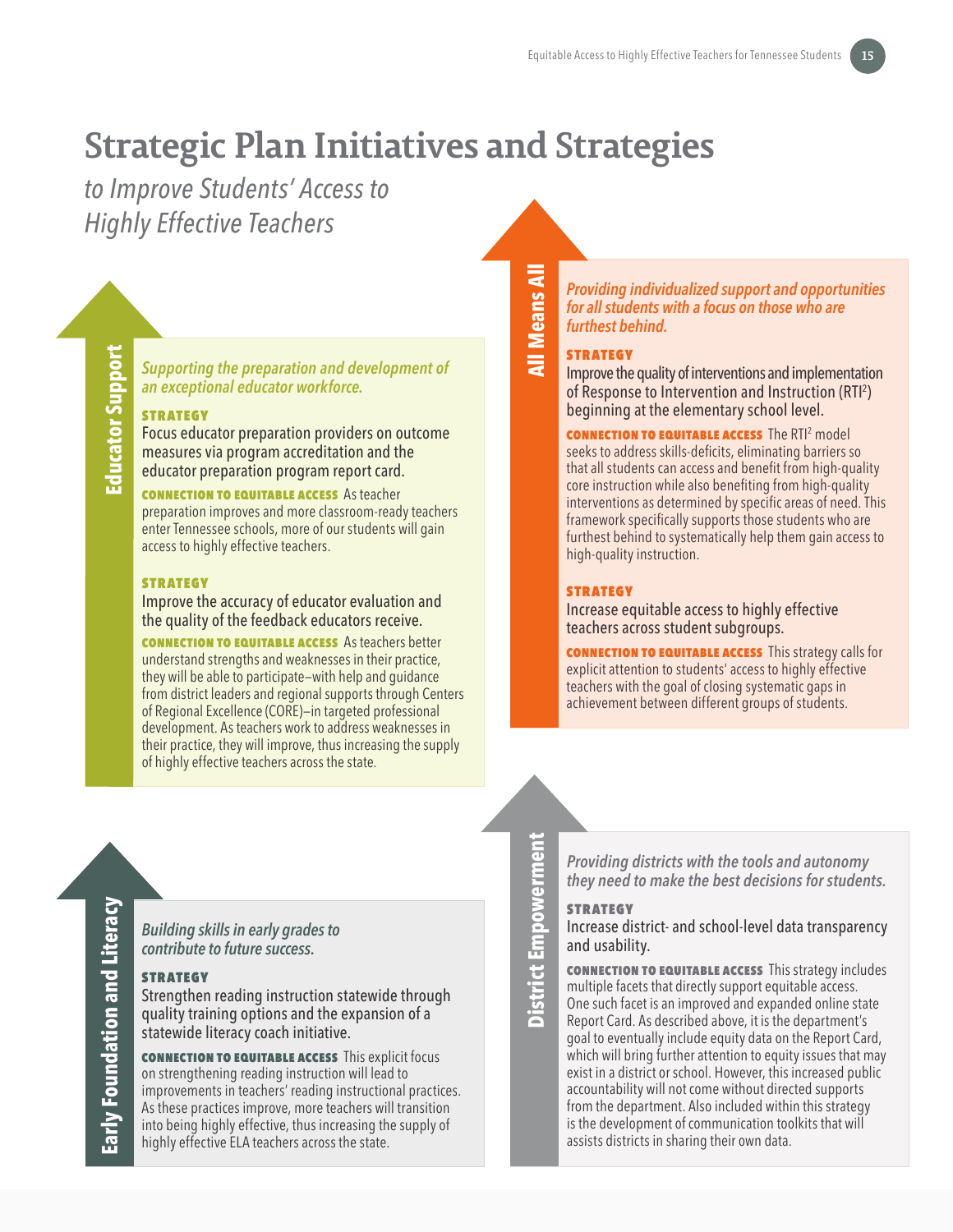# Strategic Plan Initiatives and Strategies

*to Improve Students' Access to Highly Effective Teachers*

## Educator Support

*Supporting the preparation and development of an exceptional educator workforce.*

**STRATEGY**

Focus educator preparation providers on outcome measures via program accreditation and the educator preparation program report card.

**CONNECTION TO EQUITABLE ACCESS** As teacher preparation improves and more classroom-ready teachers enter Tennessee schools, more of our students will gain access to highly effective teachers.

**STRATEGY**

Improve the accuracy of educator evaluation and the quality of the feedback educators receive.

**CONNECTION TO EQUITABLE ACCESS** As teachers better understand strengths and weaknesses in their practice, they will be able to participate—with help and guidance from district leaders and regional supports through Centers of Regional Excellence (CORE)—in targeted professional development. As teachers work to address weaknesses in their practice, they will improve, thus increasing the supply of highly effective teachers across the state.

## All Means All

*Providing individualized support and opportunities for all students with a focus on those who are furthest behind.*

**STRATEGY**

Improve the quality of interventions and implementation of Response to Intervention and Instruction (RTI²) beginning at the elementary school level.

**CONNECTION TO EQUITABLE ACCESS** The RTI² model seeks to address skills-deficits, eliminating barriers so that all students can access and benefit from high-quality core instruction while also benefiting from high-quality interventions as determined by specific areas of need. This framework specifically supports those students who are furthest behind to systematically help them gain access to high-quality instruction.

**STRATEGY**

Increase equitable access to highly effective teachers across student subgroups.

**CONNECTION TO EQUITABLE ACCESS** This strategy calls for explicit attention to students' access to highly effective teachers with the goal of closing systematic gaps in achievement between different groups of students.

## Early Foundation and Literacy

*Building skills in early grades to contribute to future success.*

**STRATEGY**

Strengthen reading instruction statewide through quality training options and the expansion of a statewide literacy coach initiative.

**CONNECTION TO EQUITABLE ACCESS** This explicit focus on strengthening reading instruction will lead to improvements in teachers' reading instructional practices. As these practices improve, more teachers will transition into being highly effective, thus increasing the supply of highly effective ELA teachers across the state.

## District Empowerment

*Providing districts with the tools and autonomy they need to make the best decisions for students.*

**STRATEGY**

Increase district- and school-level data transparency and usability.

**CONNECTION TO EQUITABLE ACCESS** This strategy includes multiple facets that directly support equitable access. One such facet is an improved and expanded online state Report Card. As described above, it is the department's goal to eventually include equity data on the Report Card, which will bring further attention to equity issues that may exist in a district or school. However, this increased public accountability will not come without directed supports from the department. Also included within this strategy is the development of communication toolkits that will assists districts in sharing their own data.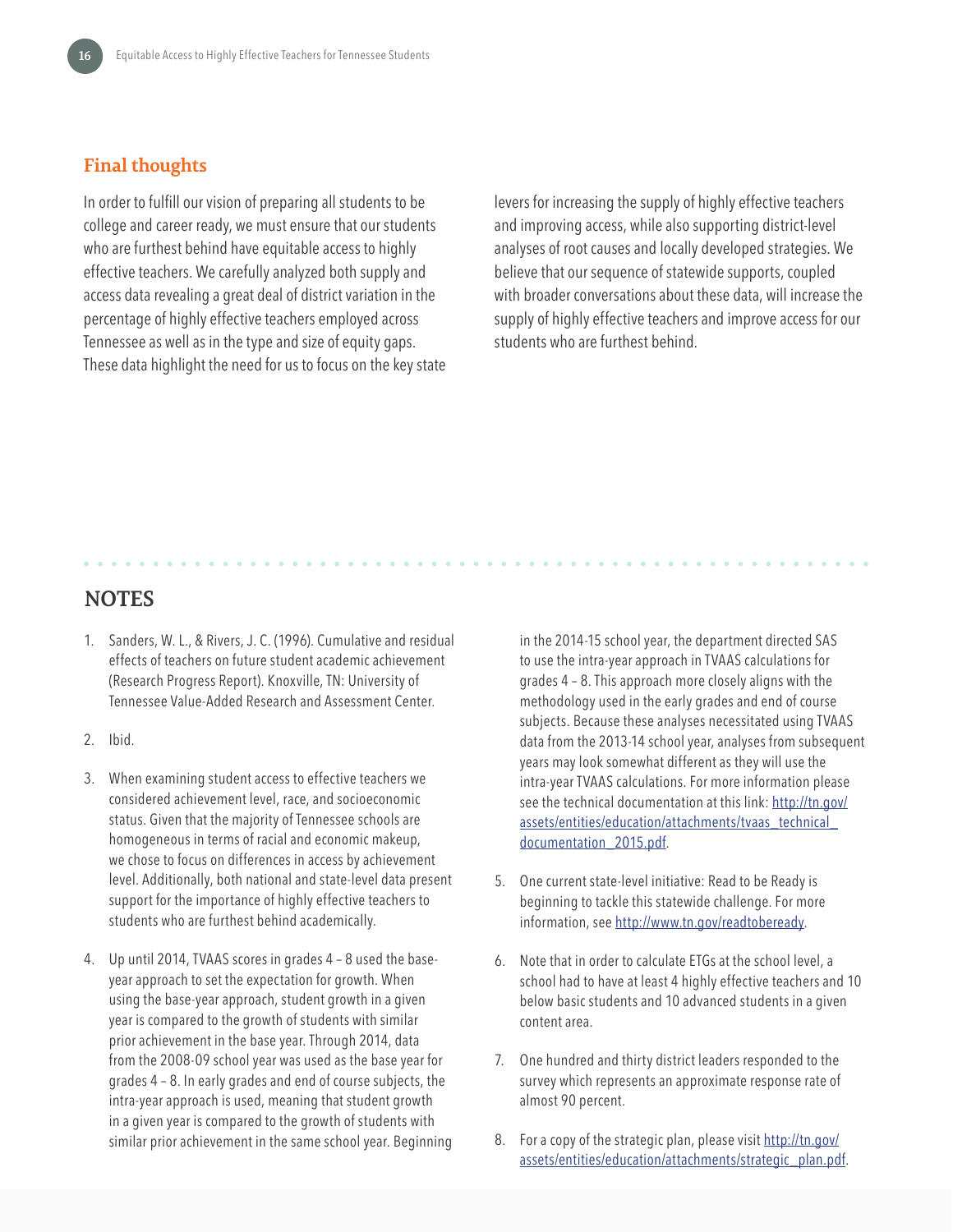## Final thoughts

In order to fulfill our vision of preparing all students to be college and career ready, we must ensure that our students who are furthest behind have equitable access to highly effective teachers. We carefully analyzed both supply and access data revealing a great deal of district variation in the percentage of highly effective teachers employed across Tennessee as well as in the type and size of equity gaps. These data highlight the need for us to focus on the key state levers for increasing the supply of highly effective teachers and improving access, while also supporting district-level analyses of root causes and locally developed strategies. We believe that our sequence of statewide supports, coupled with broader conversations about these data, will increase the supply of highly effective teachers and improve access for our students who are furthest behind.

## NOTES

1. Sanders, W. L., & Rivers, J. C. (1996). Cumulative and residual effects of teachers on future student academic achievement (Research Progress Report). Knoxville, TN: University of Tennessee Value-Added Research and Assessment Center.

2. Ibid.

3. When examining student access to effective teachers we considered achievement level, race, and socioeconomic status. Given that the majority of Tennessee schools are homogeneous in terms of racial and economic makeup, we chose to focus on differences in access by achievement level. Additionally, both national and state-level data present support for the importance of highly effective teachers to students who are furthest behind academically.

4. Up until 2014, TVAAS scores in grades 4 – 8 used the base-year approach to set the expectation for growth. When using the base-year approach, student growth in a given year is compared to the growth of students with similar prior achievement in the base year. Through 2014, data from the 2008-09 school year was used as the base year for grades 4 – 8. In early grades and end of course subjects, the intra-year approach is used, meaning that student growth in a given year is compared to the growth of students with similar prior achievement in the same school year. Beginning in the 2014-15 school year, the department directed SAS to use the intra-year approach in TVAAS calculations for grades 4 – 8. This approach more closely aligns with the methodology used in the early grades and end of course subjects. Because these analyses necessitated using TVAAS data from the 2013-14 school year, analyses from subsequent years may look somewhat different as they will use the intra-year TVAAS calculations. For more information please see the technical documentation at this link: http://tn.gov/assets/entities/education/attachments/tvaas_technical_documentation_2015.pdf.

5. One current state-level initiative: Read to be Ready is beginning to tackle this statewide challenge. For more information, see http://www.tn.gov/readtobeready.

6. Note that in order to calculate ETGs at the school level, a school had to have at least 4 highly effective teachers and 10 below basic students and 10 advanced students in a given content area.

7. One hundred and thirty district leaders responded to the survey which represents an approximate response rate of almost 90 percent.

8. For a copy of the strategic plan, please visit http://tn.gov/assets/entities/education/attachments/strategic_plan.pdf.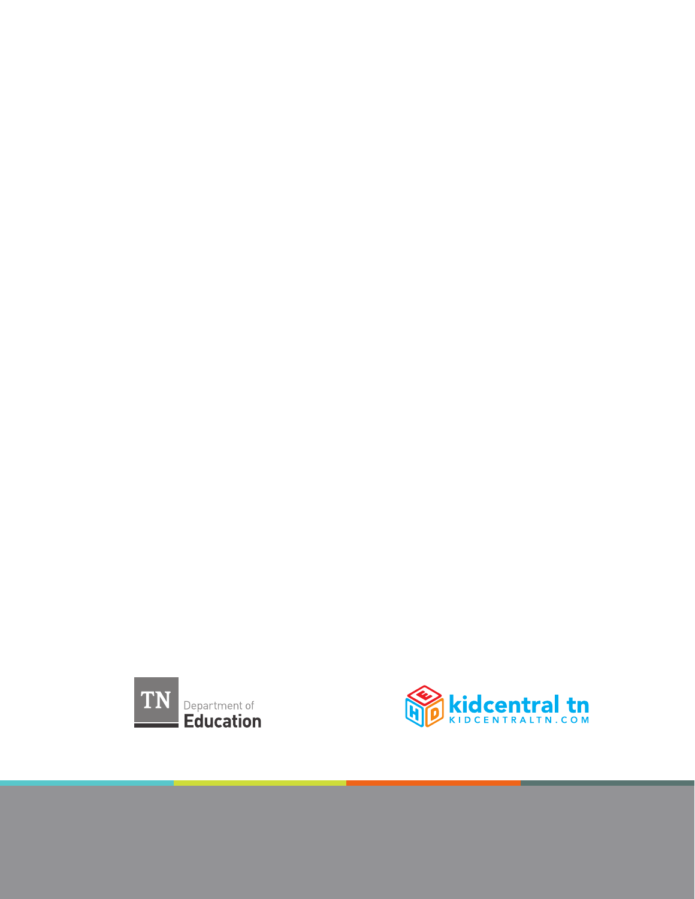TN Department of Education

kidcentral tn

KIDCENTRALTN.COM